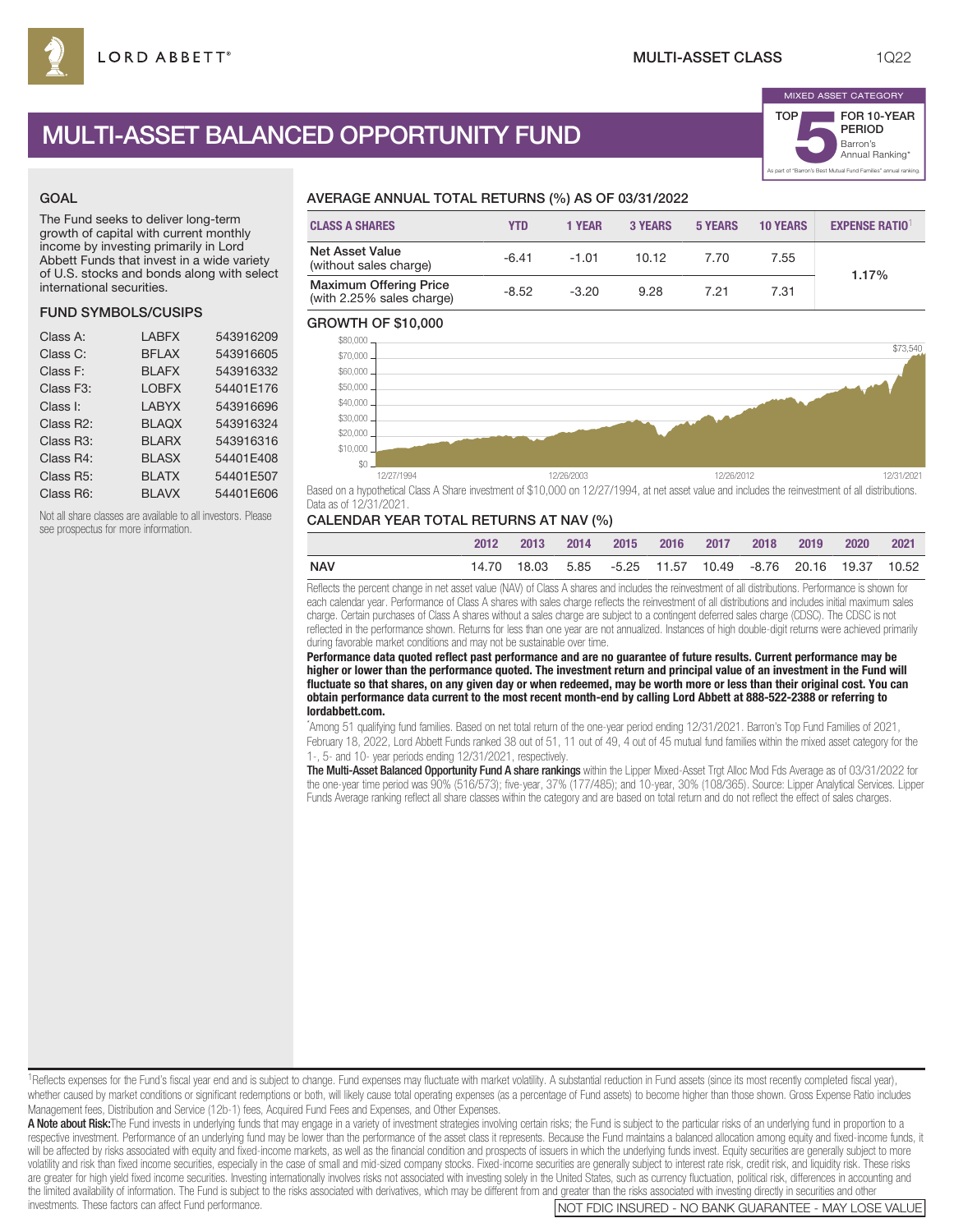LORD ABBETT®

MULTI-ASSET CLASS 1Q22

# MULTI-ASSET BALANCED OPPORTUNITY FUND

MIXED ASSET CATEGORY

TOP 5 FOR 10-YEAR PERIOD Barron's Annual Ranking*

As part of "Barron's Best Mutual Fund Families" annual ranking.

## GOAL

The Fund seeks to deliver long-term growth of capital with current monthly income by investing primarily in Lord Abbett Funds that invest in a wide variety of U.S. stocks and bonds along with select international securities.

## FUND SYMBOLS/CUSIPS

| | | |
|---|---|---|
| Class A: | LABFX | 543916209 |
| Class C: | BFLAX | 543916605 |
| Class F: | BLAFX | 543916332 |
| Class F3: | LOBFX | 54401E176 |
| Class I: | LABYX | 543916696 |
| Class R2: | BLAQX | 543916324 |
| Class R3: | BLARX | 543916316 |
| Class R4: | BLASX | 54401E408 |
| Class R5: | BLATX | 54401E507 |
| Class R6: | BLAVX | 54401E606 |

Not all share classes are available to all investors. Please see prospectus for more information.

## AVERAGE ANNUAL TOTAL RETURNS (%) AS OF 03/31/2022

| CLASS A SHARES | YTD | 1 YEAR | 3 YEARS | 5 YEARS | 10 YEARS | EXPENSE RATIO[1] |
|---|---|---|---|---|---|---|
| Net Asset Value (without sales charge) | -6.41 | -1.01 | 10.12 | 7.70 | 7.55 | 1.17% |
| Maximum Offering Price (with 2.25% sales charge) | -8.52 | -3.20 | 9.28 | 7.21 | 7.31 | |

## GROWTH OF $10,000

$80,000 / $70,000 / $60,000 / $50,000 / $40,000 / $30,000 / $20,000 / $10,000 / $0

12/27/1994 — 12/26/2003 — 12/26/2012 — 12/31/2021

$73,540

Based on a hypothetical Class A Share investment of $10,000 on 12/27/1994, at net asset value and includes the reinvestment of all distributions. Data as of 12/31/2021.

## CALENDAR YEAR TOTAL RETURNS AT NAV (%)

| | 2012 | 2013 | 2014 | 2015 | 2016 | 2017 | 2018 | 2019 | 2020 | 2021 |
|---|---|---|---|---|---|---|---|---|---|---|
| NAV | 14.70 | 18.03 | 5.85 | -5.25 | 11.57 | 10.49 | -8.76 | 20.16 | 19.37 | 10.52 |

Reflects the percent change in net asset value (NAV) of Class A shares and includes the reinvestment of all distributions. Performance is shown for each calendar year. Performance of Class A shares with sales charge reflects the reinvestment of all distributions and includes initial maximum sales charge. Certain purchases of Class A shares without a sales charge are subject to a contingent deferred sales charge (CDSC). The CDSC is not reflected in the performance shown. Returns for less than one year are not annualized. Instances of high double-digit returns were achieved primarily during favorable market conditions and may not be sustainable over time.

**Performance data quoted reflect past performance and are no guarantee of future results. Current performance may be higher or lower than the performance quoted. The investment return and principal value of an investment in the Fund will fluctuate so that shares, on any given day or when redeemed, may be worth more or less than their original cost. You can obtain performance data current to the most recent month-end by calling Lord Abbett at 888-522-2388 or referring to lordabbett.com.**

*Among 51 qualifying fund families. Based on net total return of the one-year period ending 12/31/2021. Barron's Top Fund Families of 2021, February 18, 2022, Lord Abbett Funds ranked 38 out of 51, 11 out of 49, 4 out of 45 mutual fund families within the mixed asset category for the 1-, 5- and 10- year periods ending 12/31/2021, respectively.

**The Multi-Asset Balanced Opportunity Fund A share rankings** within the Lipper Mixed-Asset Trgt Alloc Mod Fds Average as of 03/31/2022 for the one-year time period was 90% (516/573); five-year, 37% (177/485); and 10-year, 30% (108/365). Source: Lipper Analytical Services. Lipper Funds Average ranking reflect all share classes within the category and are based on total return and do not reflect the effect of sales charges.

[1]Reflects expenses for the Fund's fiscal year end and is subject to change. Fund expenses may fluctuate with market volatility. A substantial reduction in Fund assets (since its most recently completed fiscal year), whether caused by market conditions or significant redemptions or both, will likely cause total operating expenses (as a percentage of Fund assets) to become higher than those shown. Gross Expense Ratio includes Management fees, Distribution and Service (12b-1) fees, Acquired Fund Fees and Expenses, and Other Expenses.

**A Note about Risk:** The Fund invests in underlying funds that may engage in a variety of investment strategies involving certain risks; the Fund is subject to the particular risks of an underlying fund in proportion to a respective investment. Performance of an underlying fund may be lower than the performance of the asset class it represents. Because the Fund maintains a balanced allocation among equity and fixed-income funds, it will be affected by risks associated with equity and fixed-income markets, as well as the financial condition and prospects of issuers in which the underlying funds invest. Equity securities are generally subject to more volatility and risk than fixed income securities, especially in the case of small and mid-sized company stocks. Fixed-income securities are generally subject to interest rate risk, credit risk, and liquidity risk. These risks are greater for high yield fixed income securities. Investing internationally involves risks not associated with investing solely in the United States, such as currency fluctuation, political risk, differences in accounting and the limited availability of information. The Fund is subject to the risks associated with derivatives, which may be different from and greater than the risks associated with investing directly in securities and other investments. These factors can affect Fund performance.

NOT FDIC INSURED - NO BANK GUARANTEE - MAY LOSE VALUE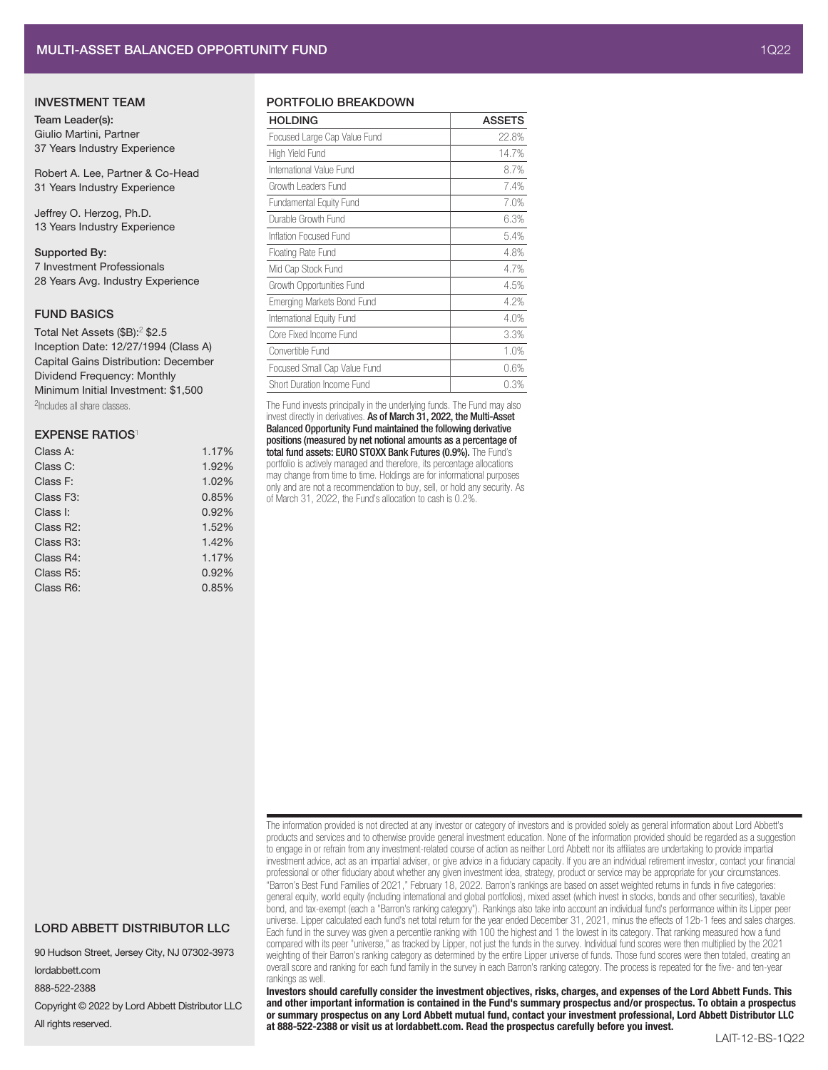## INVESTMENT TEAM

**Team Leader(s):**
Giulio Martini, Partner
37 Years Industry Experience

Robert A. Lee, Partner & Co-Head
31 Years Industry Experience

Jeffrey O. Herzog, Ph.D.
13 Years Industry Experience

**Supported By:**
7 Investment Professionals
28 Years Avg. Industry Experience

## FUND BASICS

Total Net Assets ($B):[2] $2.5
Inception Date: 12/27/1994 (Class A)
Capital Gains Distribution: December
Dividend Frequency: Monthly
Minimum Initial Investment: $1,500

[2]Includes all share classes.

## EXPENSE RATIOS[1]

| | |
|---|---|
| Class A: | 1.17% |
| Class C: | 1.92% |
| Class F: | 1.02% |
| Class F3: | 0.85% |
| Class I: | 0.92% |
| Class R2: | 1.52% |
| Class R3: | 1.42% |
| Class R4: | 1.17% |
| Class R5: | 0.92% |
| Class R6: | 0.85% |

## PORTFOLIO BREAKDOWN

| HOLDING | ASSETS |
|---|---|
| Focused Large Cap Value Fund | 22.8% |
| High Yield Fund | 14.7% |
| International Value Fund | 8.7% |
| Growth Leaders Fund | 7.4% |
| Fundamental Equity Fund | 7.0% |
| Durable Growth Fund | 6.3% |
| Inflation Focused Fund | 5.4% |
| Floating Rate Fund | 4.8% |
| Mid Cap Stock Fund | 4.7% |
| Growth Opportunities Fund | 4.5% |
| Emerging Markets Bond Fund | 4.2% |
| International Equity Fund | 4.0% |
| Core Fixed Income Fund | 3.3% |
| Convertible Fund | 1.0% |
| Focused Small Cap Value Fund | 0.6% |
| Short Duration Income Fund | 0.3% |

The Fund invests principally in the underlying funds. The Fund may also invest directly in derivatives. **As of March 31, 2022, the Multi-Asset Balanced Opportunity Fund maintained the following derivative positions (measured by net notional amounts as a percentage of total fund assets: EURO STOXX Bank Futures (0.9%).** The Fund's portfolio is actively managed and therefore, its percentage allocations may change from time to time. Holdings are for informational purposes only and are not a recommendation to buy, sell, or hold any security. As of March 31, 2022, the Fund's allocation to cash is 0.2%.

The information provided is not directed at any investor or category of investors and is provided solely as general information about Lord Abbett's products and services and to otherwise provide general investment education. None of the information provided should be regarded as a suggestion to engage in or refrain from any investment-related course of action as neither Lord Abbett nor its affiliates are undertaking to provide impartial investment advice, act as an impartial adviser, or give advice in a fiduciary capacity. If you are an individual retirement investor, contact your financial professional or other fiduciary about whether any given investment idea, strategy, product or service may be appropriate for your circumstances.
"Barron's Best Fund Families of 2021," February 18, 2022. Barron's rankings are based on asset weighted returns in funds in five categories: general equity, world equity (including international and global portfolios), mixed asset (which invest in stocks, bonds and other securities), taxable bond, and tax-exempt (each a "Barron's ranking category"). Rankings also take into account an individual fund's performance within its Lipper peer universe. Lipper calculated each fund's net total return for the year ended December 31, 2021, minus the effects of 12b-1 fees and sales charges. Each fund in the survey was given a percentile ranking with 100 the highest and 1 the lowest in its category. That ranking measured how a fund compared with its peer "universe," as tracked by Lipper, not just the funds in the survey. Individual fund scores were then multiplied by the 2021 weighting of their Barron's ranking category as determined by the entire Lipper universe of funds. Those fund scores were then totaled, creating an overall score and ranking for each fund family in the survey in each Barron's ranking category. The process is repeated for the five- and ten-year rankings as well.

**Investors should carefully consider the investment objectives, risks, charges, and expenses of the Lord Abbett Funds. This and other important information is contained in the Fund's summary prospectus and/or prospectus. To obtain a prospectus or summary prospectus on any Lord Abbett mutual fund, contact your investment professional, Lord Abbett Distributor LLC at 888-522-2388 or visit us at lordabbett.com. Read the prospectus carefully before you invest.**

## LORD ABBETT DISTRIBUTOR LLC

90 Hudson Street, Jersey City, NJ 07302-3973
lordabbett.com
888-522-2388
Copyright © 2022 by Lord Abbett Distributor LLC
All rights reserved.

LAIT-12-BS-1Q22